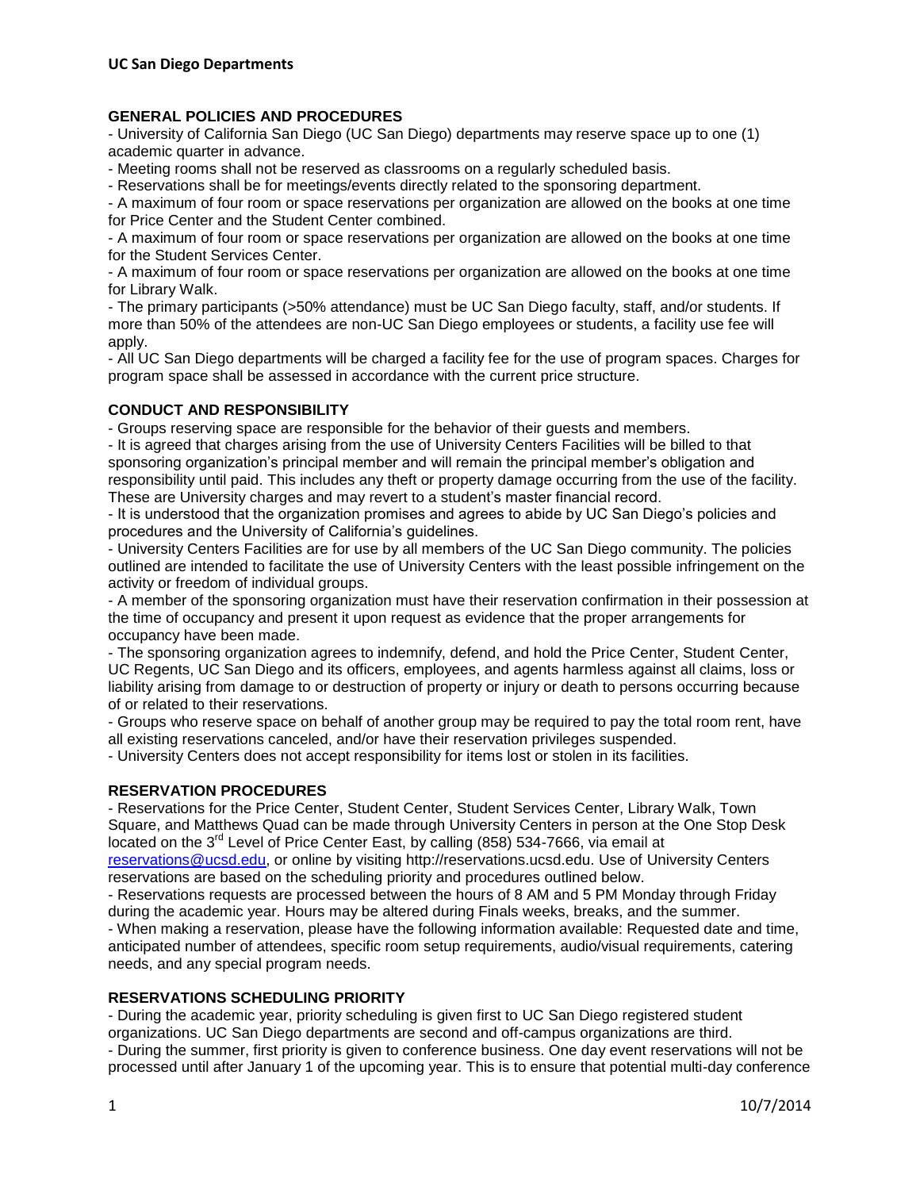# UC San Diego Departments

## GENERAL POLICIES AND PROCEDURES

- University of California San Diego (UC San Diego) departments may reserve space up to one (1) academic quarter in advance.
- Meeting rooms shall not be reserved as classrooms on a regularly scheduled basis.
- Reservations shall be for meetings/events directly related to the sponsoring department.
- A maximum of four room or space reservations per organization are allowed on the books at one time for Price Center and the Student Center combined.
- A maximum of four room or space reservations per organization are allowed on the books at one time for the Student Services Center.
- A maximum of four room or space reservations per organization are allowed on the books at one time for Library Walk.
- The primary participants (>50% attendance) must be UC San Diego faculty, staff, and/or students. If more than 50% of the attendees are non-UC San Diego employees or students, a facility use fee will apply.
- All UC San Diego departments will be charged a facility fee for the use of program spaces. Charges for program space shall be assessed in accordance with the current price structure.

## CONDUCT AND RESPONSIBILITY

- Groups reserving space are responsible for the behavior of their guests and members.
- It is agreed that charges arising from the use of University Centers Facilities will be billed to that sponsoring organization's principal member and will remain the principal member's obligation and responsibility until paid. This includes any theft or property damage occurring from the use of the facility. These are University charges and may revert to a student's master financial record.
- It is understood that the organization promises and agrees to abide by UC San Diego's policies and procedures and the University of California's guidelines.
- University Centers Facilities are for use by all members of the UC San Diego community. The policies outlined are intended to facilitate the use of University Centers with the least possible infringement on the activity or freedom of individual groups.
- A member of the sponsoring organization must have their reservation confirmation in their possession at the time of occupancy and present it upon request as evidence that the proper arrangements for occupancy have been made.
- The sponsoring organization agrees to indemnify, defend, and hold the Price Center, Student Center, UC Regents, UC San Diego and its officers, employees, and agents harmless against all claims, loss or liability arising from damage to or destruction of property or injury or death to persons occurring because of or related to their reservations.
- Groups who reserve space on behalf of another group may be required to pay the total room rent, have all existing reservations canceled, and/or have their reservation privileges suspended.
- University Centers does not accept responsibility for items lost or stolen in its facilities.

## RESERVATION PROCEDURES

- Reservations for the Price Center, Student Center, Student Services Center, Library Walk, Town Square, and Matthews Quad can be made through University Centers in person at the One Stop Desk located on the 3rd Level of Price Center East, by calling (858) 534-7666, via email at reservations@ucsd.edu, or online by visiting http://reservations.ucsd.edu. Use of University Centers reservations are based on the scheduling priority and procedures outlined below.
- Reservations requests are processed between the hours of 8 AM and 5 PM Monday through Friday during the academic year. Hours may be altered during Finals weeks, breaks, and the summer.
- When making a reservation, please have the following information available: Requested date and time, anticipated number of attendees, specific room setup requirements, audio/visual requirements, catering needs, and any special program needs.

## RESERVATIONS SCHEDULING PRIORITY

- During the academic year, priority scheduling is given first to UC San Diego registered student organizations. UC San Diego departments are second and off-campus organizations are third.
- During the summer, first priority is given to conference business. One day event reservations will not be processed until after January 1 of the upcoming year. This is to ensure that potential multi-day conference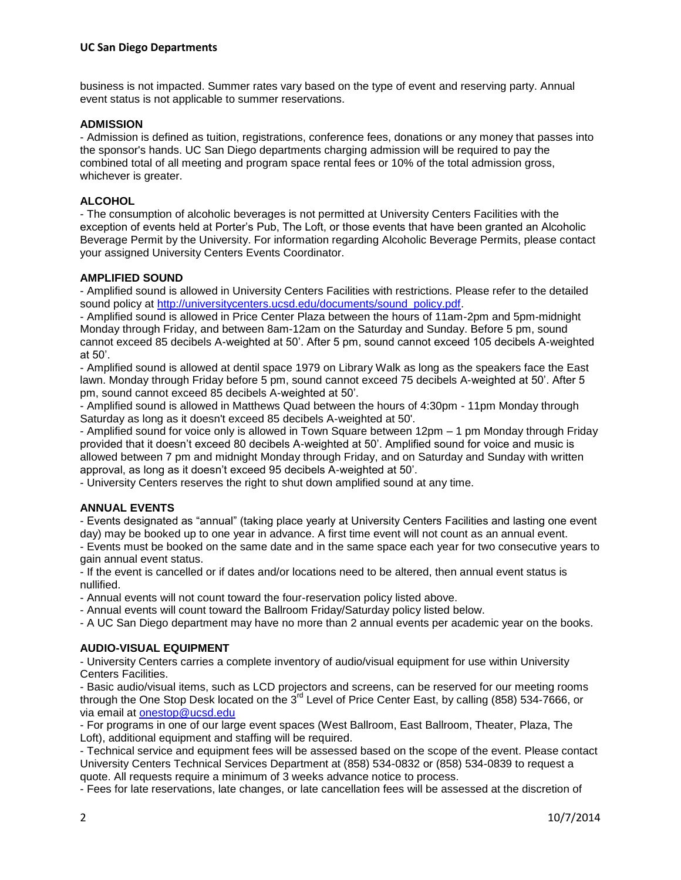business is not impacted. Summer rates vary based on the type of event and reserving party. Annual event status is not applicable to summer reservations.

**ADMISSION**

- Admission is defined as tuition, registrations, conference fees, donations or any money that passes into the sponsor's hands. UC San Diego departments charging admission will be required to pay the combined total of all meeting and program space rental fees or 10% of the total admission gross, whichever is greater.

**ALCOHOL**

- The consumption of alcoholic beverages is not permitted at University Centers Facilities with the exception of events held at Porter's Pub, The Loft, or those events that have been granted an Alcoholic Beverage Permit by the University. For information regarding Alcoholic Beverage Permits, please contact your assigned University Centers Events Coordinator.

**AMPLIFIED SOUND**

- Amplified sound is allowed in University Centers Facilities with restrictions. Please refer to the detailed sound policy at [http://universitycenters.ucsd.edu/documents/sound_policy.pdf](http://universitycenters.ucsd.edu/documents/sound_policy.pdf).
- Amplified sound is allowed in Price Center Plaza between the hours of 11am-2pm and 5pm-midnight Monday through Friday, and between 8am-12am on the Saturday and Sunday. Before 5 pm, sound cannot exceed 85 decibels A-weighted at 50'. After 5 pm, sound cannot exceed 105 decibels A-weighted at 50'.
- Amplified sound is allowed at dentil space 1979 on Library Walk as long as the speakers face the East lawn. Monday through Friday before 5 pm, sound cannot exceed 75 decibels A-weighted at 50'. After 5 pm, sound cannot exceed 85 decibels A-weighted at 50'.
- Amplified sound is allowed in Matthews Quad between the hours of 4:30pm - 11pm Monday through Saturday as long as it doesn't exceed 85 decibels A-weighted at 50'.
- Amplified sound for voice only is allowed in Town Square between 12pm – 1 pm Monday through Friday provided that it doesn't exceed 80 decibels A-weighted at 50'. Amplified sound for voice and music is allowed between 7 pm and midnight Monday through Friday, and on Saturday and Sunday with written approval, as long as it doesn't exceed 95 decibels A-weighted at 50'.
- University Centers reserves the right to shut down amplified sound at any time.

**ANNUAL EVENTS**

- Events designated as "annual" (taking place yearly at University Centers Facilities and lasting one event day) may be booked up to one year in advance. A first time event will not count as an annual event.
- Events must be booked on the same date and in the same space each year for two consecutive years to gain annual event status.
- If the event is cancelled or if dates and/or locations need to be altered, then annual event status is nullified.
- Annual events will not count toward the four-reservation policy listed above.
- Annual events will count toward the Ballroom Friday/Saturday policy listed below.
- A UC San Diego department may have no more than 2 annual events per academic year on the books.

**AUDIO-VISUAL EQUIPMENT**

- University Centers carries a complete inventory of audio/visual equipment for use within University Centers Facilities.
- Basic audio/visual items, such as LCD projectors and screens, can be reserved for our meeting rooms through the One Stop Desk located on the 3rd Level of Price Center East, by calling (858) 534-7666, or via email at [onestop@ucsd.edu](mailto:onestop@ucsd.edu)
- For programs in one of our large event spaces (West Ballroom, East Ballroom, Theater, Plaza, The Loft), additional equipment and staffing will be required.
- Technical service and equipment fees will be assessed based on the scope of the event. Please contact University Centers Technical Services Department at (858) 534-0832 or (858) 534-0839 to request a quote. All requests require a minimum of 3 weeks advance notice to process.
- Fees for late reservations, late changes, or late cancellation fees will be assessed at the discretion of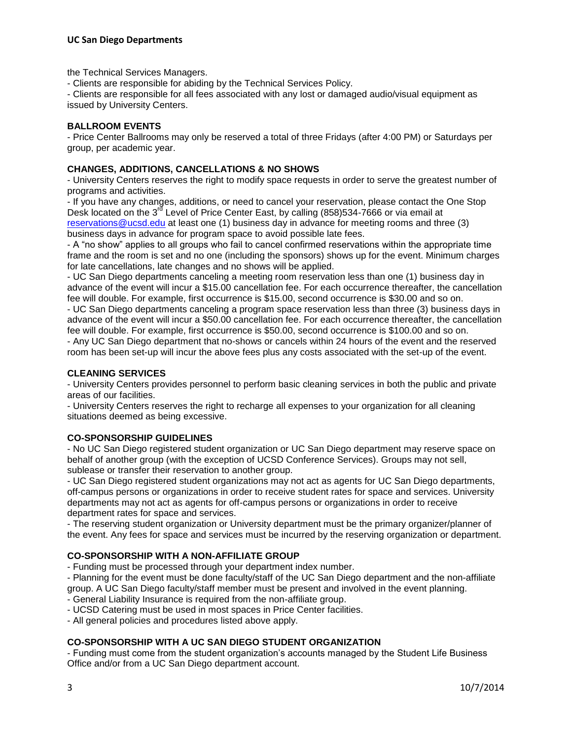the Technical Services Managers.

- Clients are responsible for abiding by the Technical Services Policy.
- Clients are responsible for all fees associated with any lost or damaged audio/visual equipment as issued by University Centers.

**BALLROOM EVENTS**

- Price Center Ballrooms may only be reserved a total of three Fridays (after 4:00 PM) or Saturdays per group, per academic year.

**CHANGES, ADDITIONS, CANCELLATIONS & NO SHOWS**

- University Centers reserves the right to modify space requests in order to serve the greatest number of programs and activities.
- If you have any changes, additions, or need to cancel your reservation, please contact the One Stop Desk located on the 3rd Level of Price Center East, by calling (858)534-7666 or via email at reservations@ucsd.edu at least one (1) business day in advance for meeting rooms and three (3) business days in advance for program space to avoid possible late fees.
- A "no show" applies to all groups who fail to cancel confirmed reservations within the appropriate time frame and the room is set and no one (including the sponsors) shows up for the event. Minimum charges for late cancellations, late changes and no shows will be applied.
- UC San Diego departments canceling a meeting room reservation less than one (1) business day in advance of the event will incur a $15.00 cancellation fee. For each occurrence thereafter, the cancellation fee will double. For example, first occurrence is $15.00, second occurrence is $30.00 and so on.
- UC San Diego departments canceling a program space reservation less than three (3) business days in advance of the event will incur a $50.00 cancellation fee. For each occurrence thereafter, the cancellation fee will double. For example, first occurrence is $50.00, second occurrence is $100.00 and so on.
- Any UC San Diego department that no-shows or cancels within 24 hours of the event and the reserved room has been set-up will incur the above fees plus any costs associated with the set-up of the event.

**CLEANING SERVICES**

- University Centers provides personnel to perform basic cleaning services in both the public and private areas of our facilities.
- University Centers reserves the right to recharge all expenses to your organization for all cleaning situations deemed as being excessive.

**CO-SPONSORSHIP GUIDELINES**

- No UC San Diego registered student organization or UC San Diego department may reserve space on behalf of another group (with the exception of UCSD Conference Services). Groups may not sell, sublease or transfer their reservation to another group.
- UC San Diego registered student organizations may not act as agents for UC San Diego departments, off-campus persons or organizations in order to receive student rates for space and services. University departments may not act as agents for off-campus persons or organizations in order to receive department rates for space and services.
- The reserving student organization or University department must be the primary organizer/planner of the event. Any fees for space and services must be incurred by the reserving organization or department.

**CO-SPONSORSHIP WITH A NON-AFFILIATE GROUP**

- Funding must be processed through your department index number.
- Planning for the event must be done faculty/staff of the UC San Diego department and the non-affiliate group. A UC San Diego faculty/staff member must be present and involved in the event planning.
- General Liability Insurance is required from the non-affiliate group.
- UCSD Catering must be used in most spaces in Price Center facilities.
- All general policies and procedures listed above apply.

**CO-SPONSORSHIP WITH A UC SAN DIEGO STUDENT ORGANIZATION**

- Funding must come from the student organization's accounts managed by the Student Life Business Office and/or from a UC San Diego department account.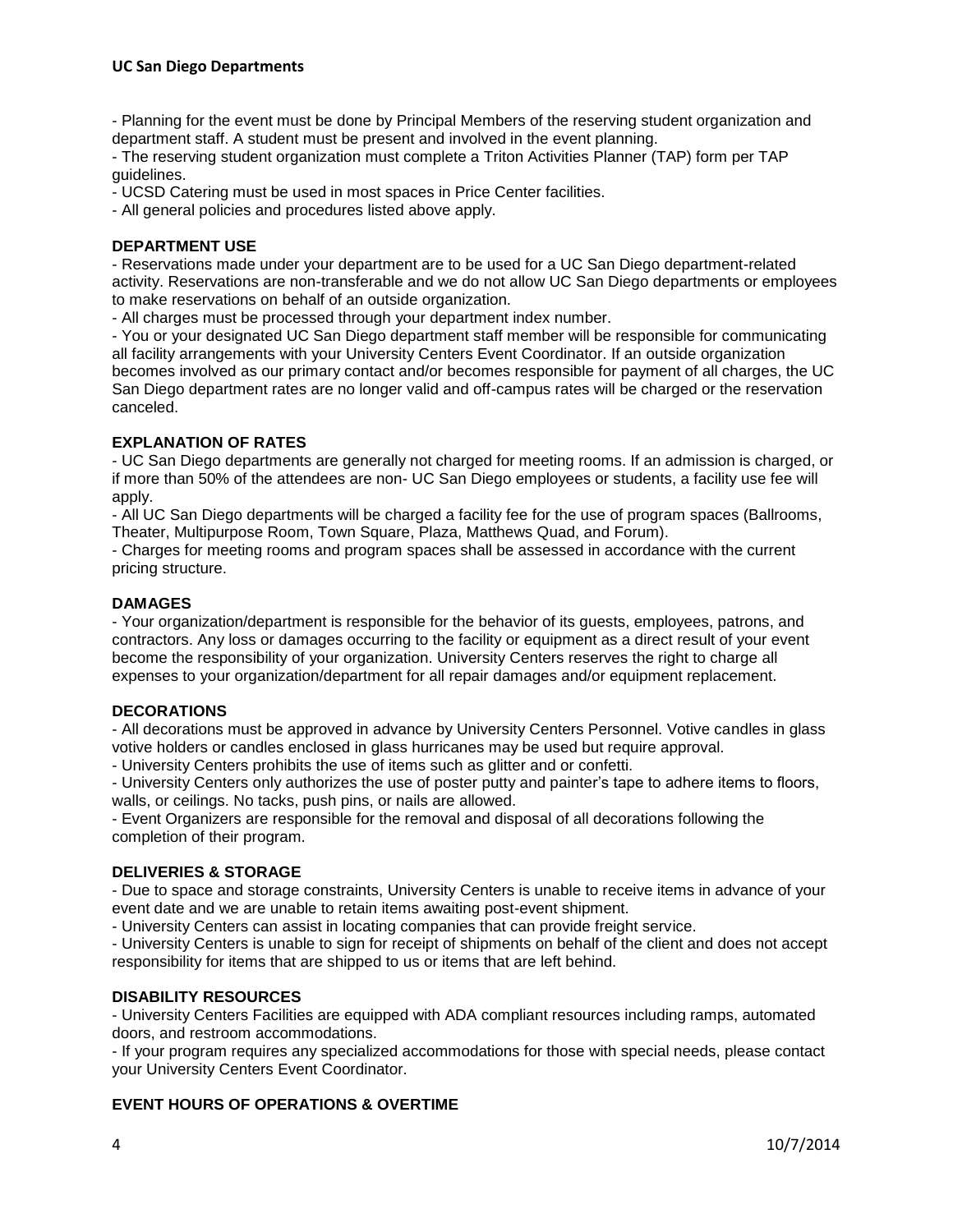**UC San Diego Departments**

- Planning for the event must be done by Principal Members of the reserving student organization and department staff. A student must be present and involved in the event planning.
- The reserving student organization must complete a Triton Activities Planner (TAP) form per TAP guidelines.
- UCSD Catering must be used in most spaces in Price Center facilities.
- All general policies and procedures listed above apply.

### DEPARTMENT USE

- Reservations made under your department are to be used for a UC San Diego department-related activity. Reservations are non-transferable and we do not allow UC San Diego departments or employees to make reservations on behalf of an outside organization.
- All charges must be processed through your department index number.
- You or your designated UC San Diego department staff member will be responsible for communicating all facility arrangements with your University Centers Event Coordinator. If an outside organization becomes involved as our primary contact and/or becomes responsible for payment of all charges, the UC San Diego department rates are no longer valid and off-campus rates will be charged or the reservation canceled.

### EXPLANATION OF RATES

- UC San Diego departments are generally not charged for meeting rooms. If an admission is charged, or if more than 50% of the attendees are non- UC San Diego employees or students, a facility use fee will apply.
- All UC San Diego departments will be charged a facility fee for the use of program spaces (Ballrooms, Theater, Multipurpose Room, Town Square, Plaza, Matthews Quad, and Forum).
- Charges for meeting rooms and program spaces shall be assessed in accordance with the current pricing structure.

### DAMAGES

- Your organization/department is responsible for the behavior of its guests, employees, patrons, and contractors. Any loss or damages occurring to the facility or equipment as a direct result of your event become the responsibility of your organization. University Centers reserves the right to charge all expenses to your organization/department for all repair damages and/or equipment replacement.

### DECORATIONS

- All decorations must be approved in advance by University Centers Personnel. Votive candles in glass votive holders or candles enclosed in glass hurricanes may be used but require approval.
- University Centers prohibits the use of items such as glitter and or confetti.
- University Centers only authorizes the use of poster putty and painter's tape to adhere items to floors, walls, or ceilings. No tacks, push pins, or nails are allowed.
- Event Organizers are responsible for the removal and disposal of all decorations following the completion of their program.

### DELIVERIES & STORAGE

- Due to space and storage constraints, University Centers is unable to receive items in advance of your event date and we are unable to retain items awaiting post-event shipment.
- University Centers can assist in locating companies that can provide freight service.
- University Centers is unable to sign for receipt of shipments on behalf of the client and does not accept responsibility for items that are shipped to us or items that are left behind.

### DISABILITY RESOURCES

- University Centers Facilities are equipped with ADA compliant resources including ramps, automated doors, and restroom accommodations.
- If your program requires any specialized accommodations for those with special needs, please contact your University Centers Event Coordinator.

### EVENT HOURS OF OPERATIONS & OVERTIME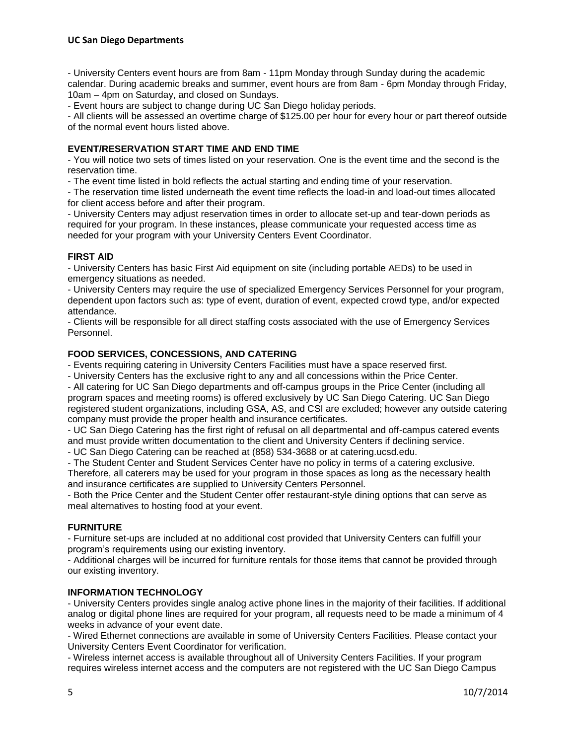- University Centers event hours are from 8am - 11pm Monday through Sunday during the academic calendar. During academic breaks and summer, event hours are from 8am - 6pm Monday through Friday, 10am – 4pm on Saturday, and closed on Sundays.
- Event hours are subject to change during UC San Diego holiday periods.
- All clients will be assessed an overtime charge of $125.00 per hour for every hour or part thereof outside of the normal event hours listed above.

**EVENT/RESERVATION START TIME AND END TIME**

- You will notice two sets of times listed on your reservation. One is the event time and the second is the reservation time.
- The event time listed in bold reflects the actual starting and ending time of your reservation.
- The reservation time listed underneath the event time reflects the load-in and load-out times allocated for client access before and after their program.
- University Centers may adjust reservation times in order to allocate set-up and tear-down periods as required for your program. In these instances, please communicate your requested access time as needed for your program with your University Centers Event Coordinator.

**FIRST AID**

- University Centers has basic First Aid equipment on site (including portable AEDs) to be used in emergency situations as needed.
- University Centers may require the use of specialized Emergency Services Personnel for your program, dependent upon factors such as: type of event, duration of event, expected crowd type, and/or expected attendance.
- Clients will be responsible for all direct staffing costs associated with the use of Emergency Services Personnel.

**FOOD SERVICES, CONCESSIONS, AND CATERING**

- Events requiring catering in University Centers Facilities must have a space reserved first.
- University Centers has the exclusive right to any and all concessions within the Price Center.
- All catering for UC San Diego departments and off-campus groups in the Price Center (including all program spaces and meeting rooms) is offered exclusively by UC San Diego Catering. UC San Diego registered student organizations, including GSA, AS, and CSI are excluded; however any outside catering company must provide the proper health and insurance certificates.
- UC San Diego Catering has the first right of refusal on all departmental and off-campus catered events and must provide written documentation to the client and University Centers if declining service.
- UC San Diego Catering can be reached at (858) 534-3688 or at catering.ucsd.edu.
- The Student Center and Student Services Center have no policy in terms of a catering exclusive. Therefore, all caterers may be used for your program in those spaces as long as the necessary health and insurance certificates are supplied to University Centers Personnel.
- Both the Price Center and the Student Center offer restaurant-style dining options that can serve as meal alternatives to hosting food at your event.

**FURNITURE**

- Furniture set-ups are included at no additional cost provided that University Centers can fulfill your program's requirements using our existing inventory.
- Additional charges will be incurred for furniture rentals for those items that cannot be provided through our existing inventory.

**INFORMATION TECHNOLOGY**

- University Centers provides single analog active phone lines in the majority of their facilities. If additional analog or digital phone lines are required for your program, all requests need to be made a minimum of 4 weeks in advance of your event date.
- Wired Ethernet connections are available in some of University Centers Facilities. Please contact your University Centers Event Coordinator for verification.
- Wireless internet access is available throughout all of University Centers Facilities. If your program requires wireless internet access and the computers are not registered with the UC San Diego Campus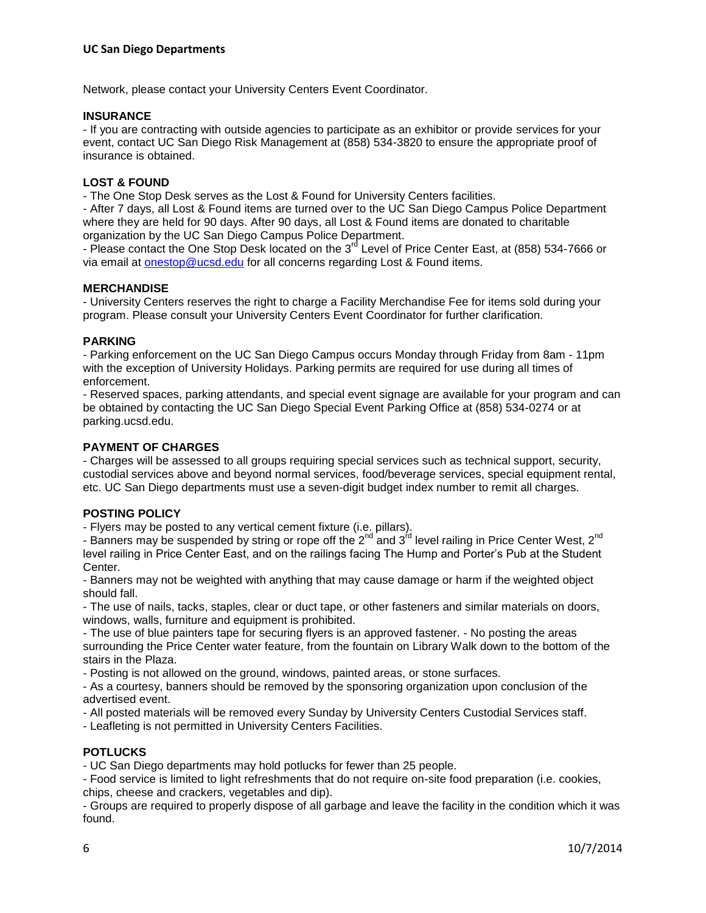Network, please contact your University Centers Event Coordinator.

**INSURANCE**

- If you are contracting with outside agencies to participate as an exhibitor or provide services for your event, contact UC San Diego Risk Management at (858) 534-3820 to ensure the appropriate proof of insurance is obtained.

**LOST & FOUND**

- The One Stop Desk serves as the Lost & Found for University Centers facilities.
- After 7 days, all Lost & Found items are turned over to the UC San Diego Campus Police Department where they are held for 90 days. After 90 days, all Lost & Found items are donated to charitable organization by the UC San Diego Campus Police Department.
- Please contact the One Stop Desk located on the 3rd Level of Price Center East, at (858) 534-7666 or via email at [onestop@ucsd.edu](mailto:onestop@ucsd.edu) for all concerns regarding Lost & Found items.

**MERCHANDISE**

- University Centers reserves the right to charge a Facility Merchandise Fee for items sold during your program. Please consult your University Centers Event Coordinator for further clarification.

**PARKING**

- Parking enforcement on the UC San Diego Campus occurs Monday through Friday from 8am - 11pm with the exception of University Holidays. Parking permits are required for use during all times of enforcement.
- Reserved spaces, parking attendants, and special event signage are available for your program and can be obtained by contacting the UC San Diego Special Event Parking Office at (858) 534-0274 or at parking.ucsd.edu.

**PAYMENT OF CHARGES**

- Charges will be assessed to all groups requiring special services such as technical support, security, custodial services above and beyond normal services, food/beverage services, special equipment rental, etc. UC San Diego departments must use a seven-digit budget index number to remit all charges.

**POSTING POLICY**

- Flyers may be posted to any vertical cement fixture (i.e. pillars).
- Banners may be suspended by string or rope off the 2nd and 3rd level railing in Price Center West, 2nd level railing in Price Center East, and on the railings facing The Hump and Porter's Pub at the Student Center.
- Banners may not be weighted with anything that may cause damage or harm if the weighted object should fall.
- The use of nails, tacks, staples, clear or duct tape, or other fasteners and similar materials on doors, windows, walls, furniture and equipment is prohibited.
- The use of blue painters tape for securing flyers is an approved fastener. - No posting the areas surrounding the Price Center water feature, from the fountain on Library Walk down to the bottom of the stairs in the Plaza.
- Posting is not allowed on the ground, windows, painted areas, or stone surfaces.
- As a courtesy, banners should be removed by the sponsoring organization upon conclusion of the advertised event.
- All posted materials will be removed every Sunday by University Centers Custodial Services staff.
- Leafleting is not permitted in University Centers Facilities.

**POTLUCKS**

- UC San Diego departments may hold potlucks for fewer than 25 people.
- Food service is limited to light refreshments that do not require on-site food preparation (i.e. cookies, chips, cheese and crackers, vegetables and dip).
- Groups are required to properly dispose of all garbage and leave the facility in the condition which it was found.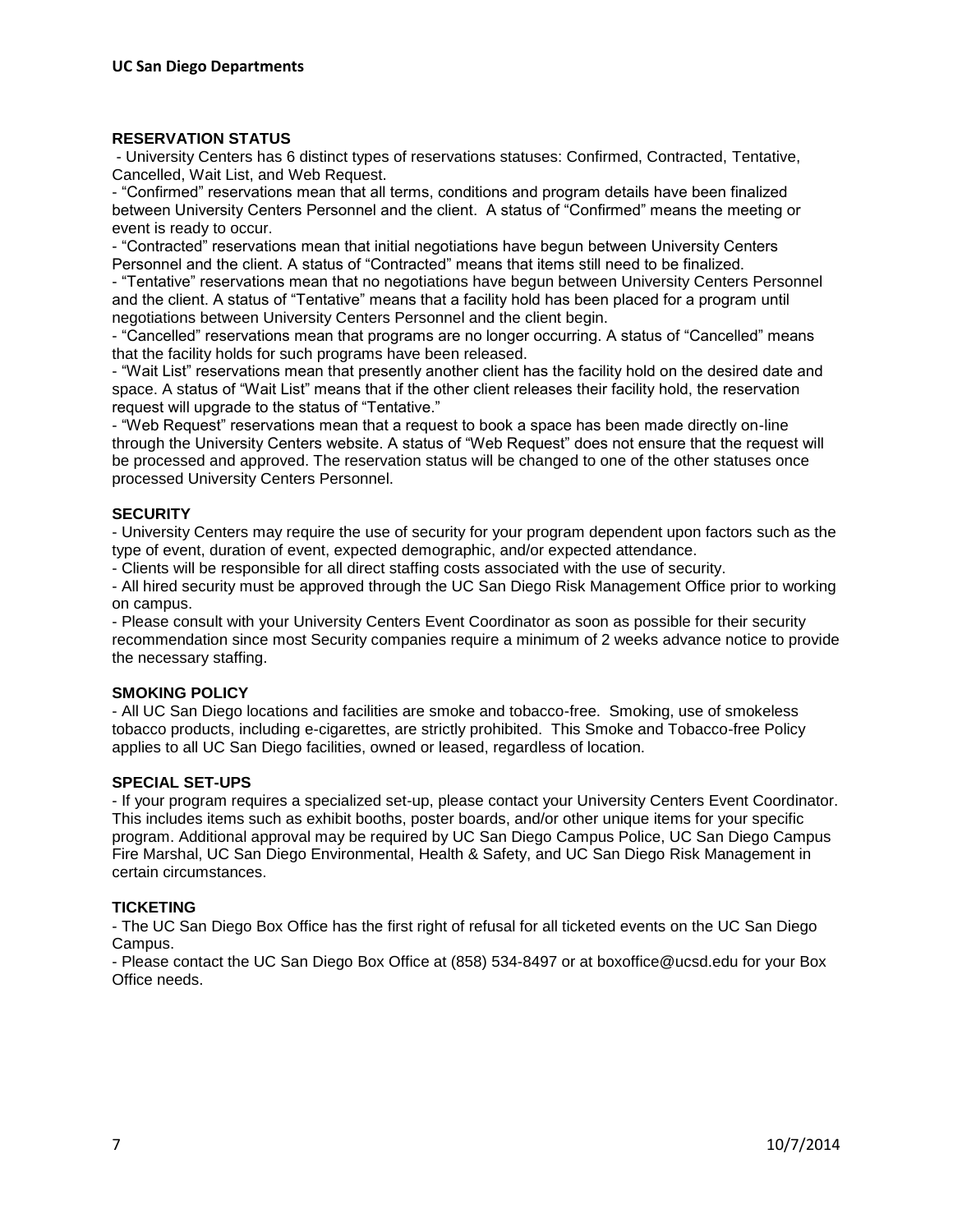## RESERVATION STATUS

- University Centers has 6 distinct types of reservations statuses: Confirmed, Contracted, Tentative, Cancelled, Wait List, and Web Request.
- "Confirmed" reservations mean that all terms, conditions and program details have been finalized between University Centers Personnel and the client. A status of "Confirmed" means the meeting or event is ready to occur.
- "Contracted" reservations mean that initial negotiations have begun between University Centers Personnel and the client. A status of "Contracted" means that items still need to be finalized.
- "Tentative" reservations mean that no negotiations have begun between University Centers Personnel and the client. A status of "Tentative" means that a facility hold has been placed for a program until negotiations between University Centers Personnel and the client begin.
- "Cancelled" reservations mean that programs are no longer occurring. A status of "Cancelled" means that the facility holds for such programs have been released.
- "Wait List" reservations mean that presently another client has the facility hold on the desired date and space. A status of "Wait List" means that if the other client releases their facility hold, the reservation request will upgrade to the status of "Tentative."
- "Web Request" reservations mean that a request to book a space has been made directly on-line through the University Centers website. A status of "Web Request" does not ensure that the request will be processed and approved. The reservation status will be changed to one of the other statuses once processed University Centers Personnel.

## SECURITY

- University Centers may require the use of security for your program dependent upon factors such as the type of event, duration of event, expected demographic, and/or expected attendance.
- Clients will be responsible for all direct staffing costs associated with the use of security.
- All hired security must be approved through the UC San Diego Risk Management Office prior to working on campus.
- Please consult with your University Centers Event Coordinator as soon as possible for their security recommendation since most Security companies require a minimum of 2 weeks advance notice to provide the necessary staffing.

## SMOKING POLICY

- All UC San Diego locations and facilities are smoke and tobacco-free. Smoking, use of smokeless tobacco products, including e-cigarettes, are strictly prohibited. This Smoke and Tobacco-free Policy applies to all UC San Diego facilities, owned or leased, regardless of location.

## SPECIAL SET-UPS

- If your program requires a specialized set-up, please contact your University Centers Event Coordinator. This includes items such as exhibit booths, poster boards, and/or other unique items for your specific program. Additional approval may be required by UC San Diego Campus Police, UC San Diego Campus Fire Marshal, UC San Diego Environmental, Health & Safety, and UC San Diego Risk Management in certain circumstances.

## TICKETING

- The UC San Diego Box Office has the first right of refusal for all ticketed events on the UC San Diego Campus.
- Please contact the UC San Diego Box Office at (858) 534-8497 or at boxoffice@ucsd.edu for your Box Office needs.